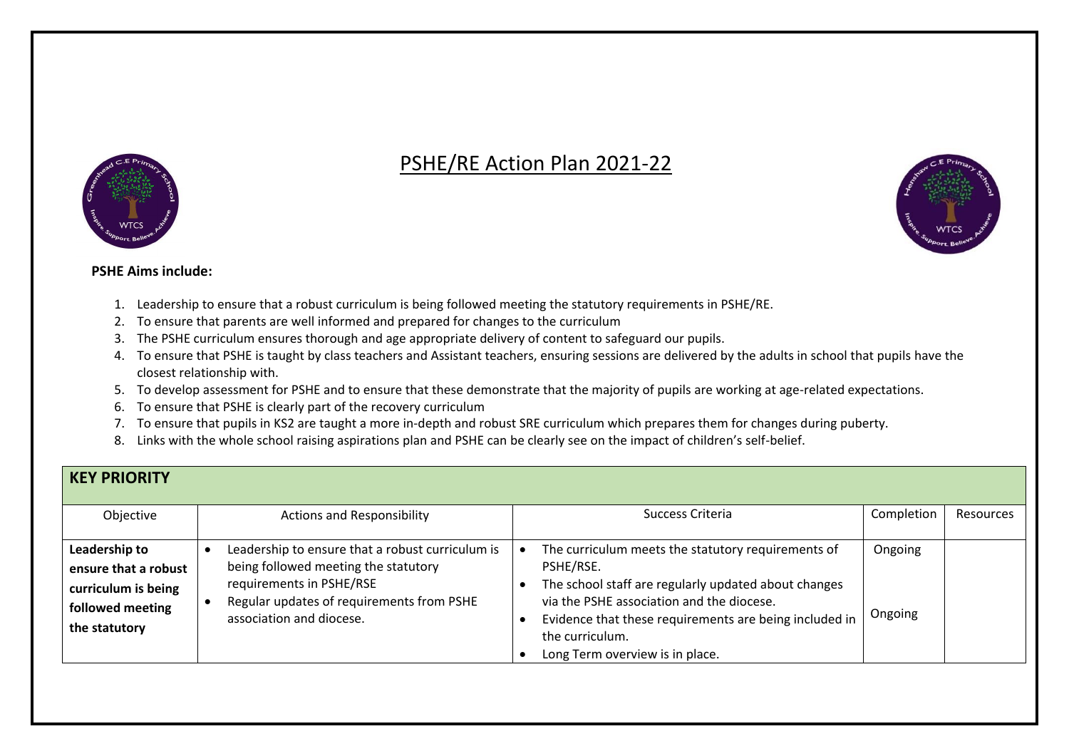# PSHE/RE Action Plan 2021-22

**PSHE Aims include:**

1. Leadership to ensure that a robust curriculum is being followed meeting the statutory requirements in PSHE/RE.
2. To ensure that parents are well informed and prepared for changes to the curriculum
3. The PSHE curriculum ensures thorough and age appropriate delivery of content to safeguard our pupils.
4. To ensure that PSHE is taught by class teachers and Assistant teachers, ensuring sessions are delivered by the adults in school that pupils have the closest relationship with.
5. To develop assessment for PSHE and to ensure that these demonstrate that the majority of pupils are working at age-related expectations.
6. To ensure that PSHE is clearly part of the recovery curriculum
7. To ensure that pupils in KS2 are taught a more in-depth and robust SRE curriculum which prepares them for changes during puberty.
8. Links with the whole school raising aspirations plan and PSHE can be clearly see on the impact of children's self-belief.

| **KEY PRIORITY** | | | | |
|---|---|---|---|---|
| Objective | Actions and Responsibility | Success Criteria | Completion | Resources |
| **Leadership to ensure that a robust curriculum is being followed meeting the statutory** | • Leadership to ensure that a robust curriculum is being followed meeting the statutory requirements in PSHE/RSE<br>• Regular updates of requirements from PSHE association and diocese. | • The curriculum meets the statutory requirements of PSHE/RSE.<br>• The school staff are regularly updated about changes via the PSHE association and the diocese.<br>• Evidence that these requirements are being included in the curriculum.<br>• Long Term overview is in place. | Ongoing<br><br>Ongoing | |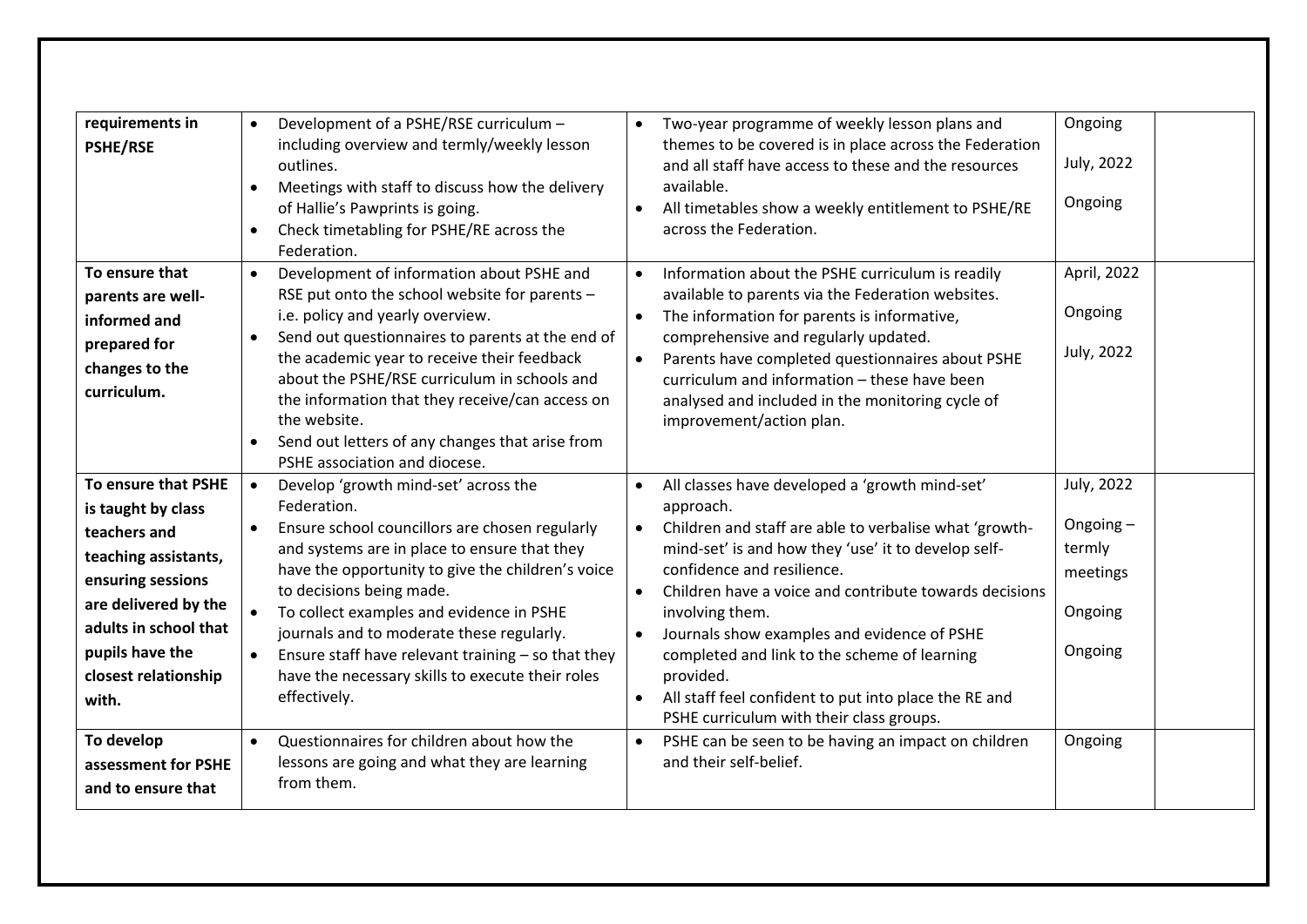| | | | | |
|---|---|---|---|---|
| **requirements in PSHE/RSE** | • Development of a PSHE/RSE curriculum – including overview and termly/weekly lesson outlines.<br>• Meetings with staff to discuss how the delivery of Hallie's Pawprints is going.<br>• Check timetabling for PSHE/RE across the Federation. | • Two-year programme of weekly lesson plans and themes to be covered is in place across the Federation and all staff have access to these and the resources available.<br>• All timetables show a weekly entitlement to PSHE/RE across the Federation. | Ongoing<br><br>July, 2022<br><br>Ongoing | |
| **To ensure that parents are well-informed and prepared for changes to the curriculum.** | • Development of information about PSHE and RSE put onto the school website for parents – i.e. policy and yearly overview.<br>• Send out questionnaires to parents at the end of the academic year to receive their feedback about the PSHE/RSE curriculum in schools and the information that they receive/can access on the website.<br>• Send out letters of any changes that arise from PSHE association and diocese. | • Information about the PSHE curriculum is readily available to parents via the Federation websites.<br>• The information for parents is informative, comprehensive and regularly updated.<br>• Parents have completed questionnaires about PSHE curriculum and information – these have been analysed and included in the monitoring cycle of improvement/action plan. | April, 2022<br><br>Ongoing<br><br>July, 2022 | |
| **To ensure that PSHE is taught by class teachers and teaching assistants, ensuring sessions are delivered by the adults in school that pupils have the closest relationship with.** | • Develop 'growth mind-set' across the Federation.<br>• Ensure school councillors are chosen regularly and systems are in place to ensure that they have the opportunity to give the children's voice to decisions being made.<br>• To collect examples and evidence in PSHE journals and to moderate these regularly.<br>• Ensure staff have relevant training – so that they have the necessary skills to execute their roles effectively. | • All classes have developed a 'growth mind-set' approach.<br>• Children and staff are able to verbalise what 'growth-mind-set' is and how they 'use' it to develop self-confidence and resilience.<br>• Children have a voice and contribute towards decisions involving them.<br>• Journals show examples and evidence of PSHE completed and link to the scheme of learning provided.<br>• All staff feel confident to put into place the RE and PSHE curriculum with their class groups. | July, 2022<br><br>Ongoing – termly meetings<br><br>Ongoing<br><br>Ongoing | |
| **To develop assessment for PSHE and to ensure that** | • Questionnaires for children about how the lessons are going and what they are learning from them. | • PSHE can be seen to be having an impact on children and their self-belief. | Ongoing | |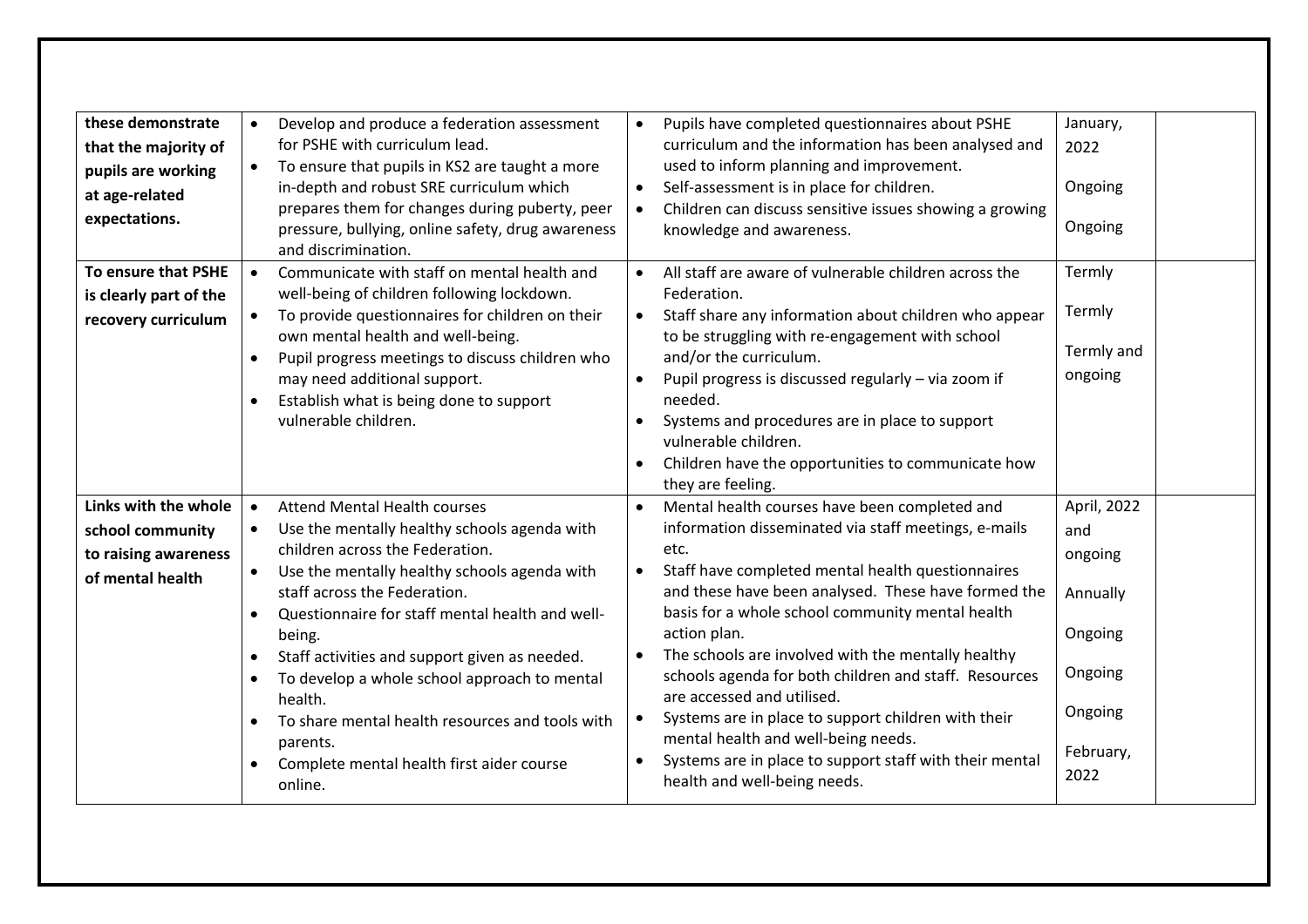| | | | | |
|---|---|---|---|---|
| **these demonstrate that the majority of pupils are working at age-related expectations.** | • Develop and produce a federation assessment for PSHE with curriculum lead.<br>• To ensure that pupils in KS2 are taught a more in-depth and robust SRE curriculum which prepares them for changes during puberty, peer pressure, bullying, online safety, drug awareness and discrimination. | • Pupils have completed questionnaires about PSHE curriculum and the information has been analysed and used to inform planning and improvement.<br>• Self-assessment is in place for children.<br>• Children can discuss sensitive issues showing a growing knowledge and awareness. | January, 2022<br><br>Ongoing<br><br>Ongoing | |
| **To ensure that PSHE is clearly part of the recovery curriculum** | • Communicate with staff on mental health and well-being of children following lockdown.<br>• To provide questionnaires for children on their own mental health and well-being.<br>• Pupil progress meetings to discuss children who may need additional support.<br>• Establish what is being done to support vulnerable children. | • All staff are aware of vulnerable children across the Federation.<br>• Staff share any information about children who appear to be struggling with re-engagement with school and/or the curriculum.<br>• Pupil progress is discussed regularly – via zoom if needed.<br>• Systems and procedures are in place to support vulnerable children.<br>• Children have the opportunities to communicate how they are feeling. | Termly<br><br>Termly<br><br>Termly and ongoing | |
| **Links with the whole school community to raising awareness of mental health** | • Attend Mental Health courses<br>• Use the mentally healthy schools agenda with children across the Federation.<br>• Use the mentally healthy schools agenda with staff across the Federation.<br>• Questionnaire for staff mental health and well-being.<br>• Staff activities and support given as needed.<br>• To develop a whole school approach to mental health.<br>• To share mental health resources and tools with parents.<br>• Complete mental health first aider course online. | • Mental health courses have been completed and information disseminated via staff meetings, e-mails etc.<br>• Staff have completed mental health questionnaires and these have been analysed. These have formed the basis for a whole school community mental health action plan.<br>• The schools are involved with the mentally healthy schools agenda for both children and staff. Resources are accessed and utilised.<br>• Systems are in place to support children with their mental health and well-being needs.<br>• Systems are in place to support staff with their mental health and well-being needs. | April, 2022 and ongoing<br><br>Annually<br><br>Ongoing<br><br>Ongoing<br><br>Ongoing<br><br>February, 2022 | |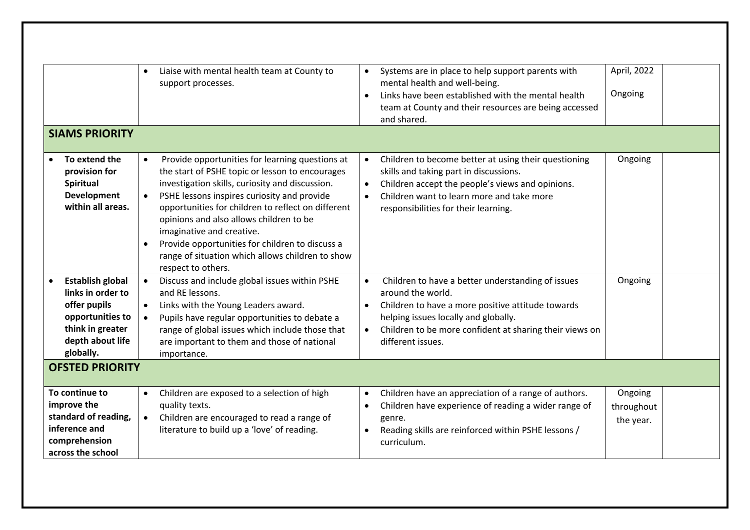| | | | | |
|---|---|---|---|---|
| | • Liaise with mental health team at County to support processes. | • Systems are in place to help support parents with mental health and well-being.<br>• Links have been established with the mental health team at County and their resources are being accessed and shared. | April, 2022<br><br>Ongoing | |
| **SIAMS PRIORITY** | | | | |
| • **To extend the provision for Spiritual Development within all areas.** | • Provide opportunities for learning questions at the start of PSHE topic or lesson to encourages investigation skills, curiosity and discussion.<br>• PSHE lessons inspires curiosity and provide opportunities for children to reflect on different opinions and also allows children to be imaginative and creative.<br>• Provide opportunities for children to discuss a range of situation which allows children to show respect to others. | • Children to become better at using their questioning skills and taking part in discussions.<br>• Children accept the people's views and opinions.<br>• Children want to learn more and take more responsibilities for their learning. | Ongoing | |
| • **Establish global links in order to offer pupils opportunities to think in greater depth about life globally.** | • Discuss and include global issues within PSHE and RE lessons.<br>• Links with the Young Leaders award.<br>• Pupils have regular opportunities to debate a range of global issues which include those that are important to them and those of national importance. | • Children to have a better understanding of issues around the world.<br>• Children to have a more positive attitude towards helping issues locally and globally.<br>• Children to be more confident at sharing their views on different issues. | Ongoing | |
| **OFSTED PRIORITY** | | | | |
| **To continue to improve the standard of reading, inference and comprehension across the school** | • Children are exposed to a selection of high quality texts.<br>• Children are encouraged to read a range of literature to build up a 'love' of reading. | • Children have an appreciation of a range of authors.<br>• Children have experience of reading a wider range of genre.<br>• Reading skills are reinforced within PSHE lessons / curriculum. | Ongoing throughout the year. | |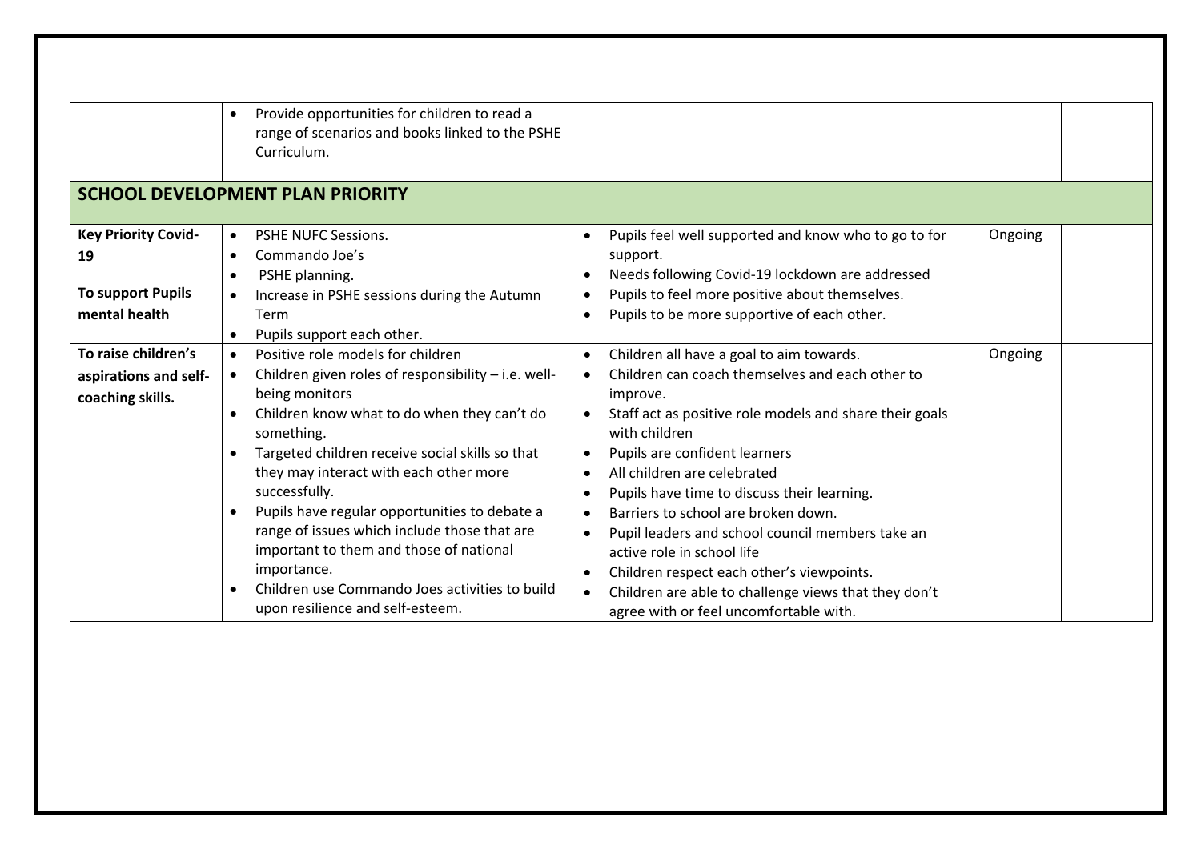| | | | | |
|---|---|---|---|---|
| | • Provide opportunities for children to read a range of scenarios and books linked to the PSHE Curriculum. | | | |
| **SCHOOL DEVELOPMENT PLAN PRIORITY** | | | | |
| **Key Priority Covid-19**<br><br>**To support Pupils mental health** | • PSHE NUFC Sessions.<br>• Commando Joe's<br>• PSHE planning.<br>• Increase in PSHE sessions during the Autumn Term<br>• Pupils support each other. | • Pupils feel well supported and know who to go to for support.<br>• Needs following Covid-19 lockdown are addressed<br>• Pupils to feel more positive about themselves.<br>• Pupils to be more supportive of each other. | Ongoing | |
| **To raise children's aspirations and self-coaching skills.** | • Positive role models for children<br>• Children given roles of responsibility – i.e. well-being monitors<br>• Children know what to do when they can't do something.<br>• Targeted children receive social skills so that they may interact with each other more successfully.<br>• Pupils have regular opportunities to debate a range of issues which include those that are important to them and those of national importance.<br>• Children use Commando Joes activities to build upon resilience and self-esteem. | • Children all have a goal to aim towards.<br>• Children can coach themselves and each other to improve.<br>• Staff act as positive role models and share their goals with children<br>• Pupils are confident learners<br>• All children are celebrated<br>• Pupils have time to discuss their learning.<br>• Barriers to school are broken down.<br>• Pupil leaders and school council members take an active role in school life<br>• Children respect each other's viewpoints.<br>• Children are able to challenge views that they don't agree with or feel uncomfortable with. | Ongoing | |